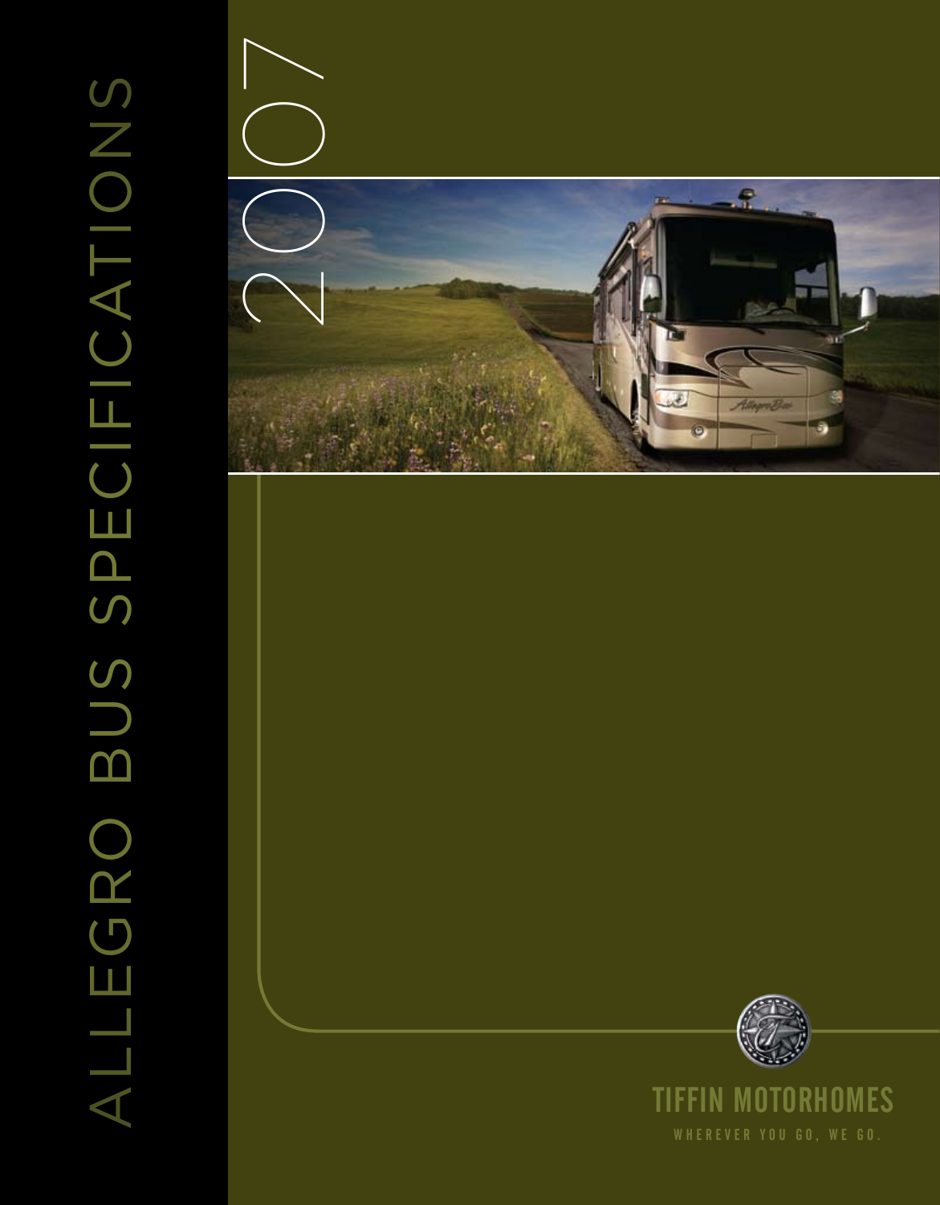# ALLEGRO BUS SPECIFICATIONS

2007

TIFFIN MOTORHOMES

WHEREVER YOU GO, WE GO.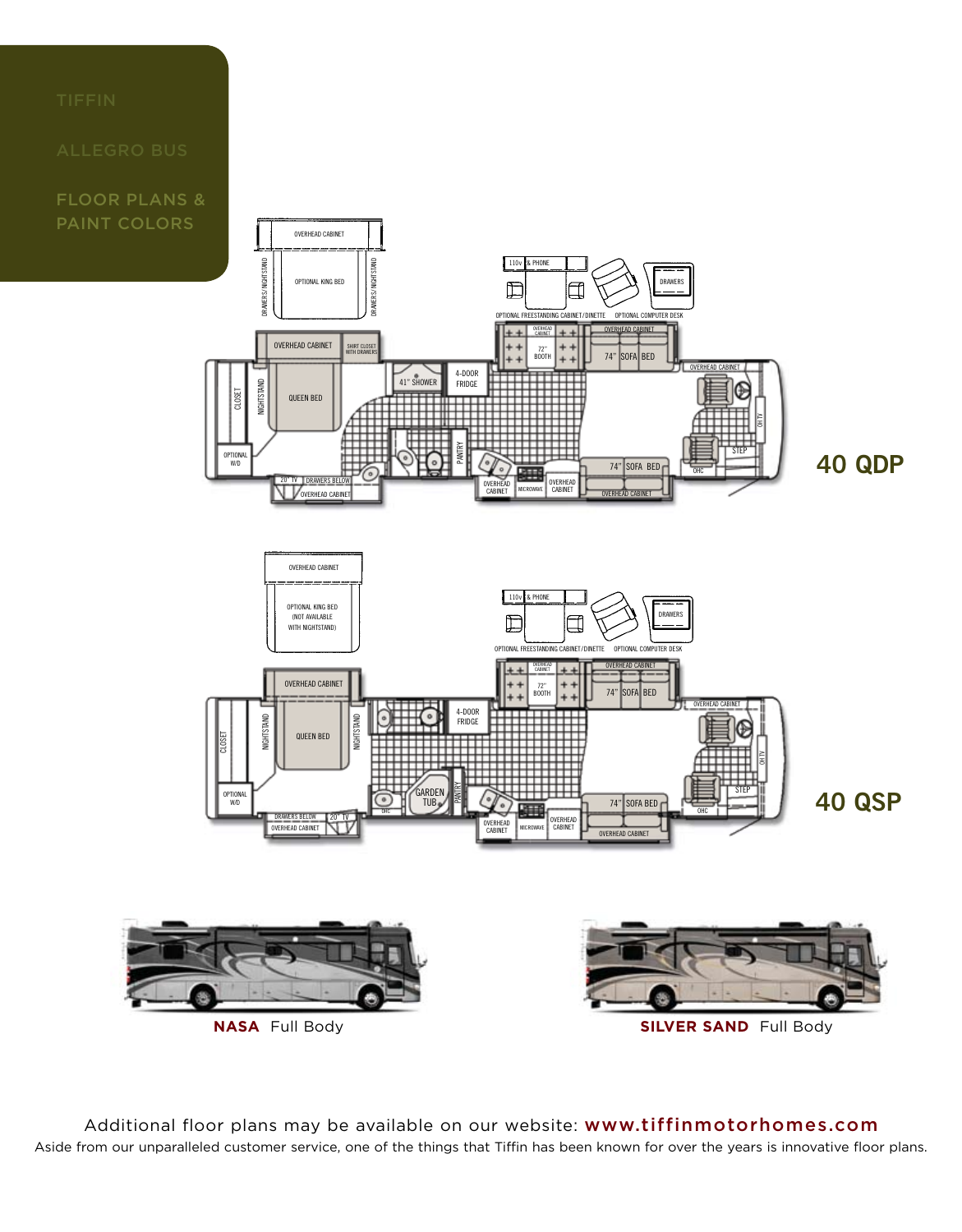TIFFIN

ALLEGRO BUS

FLOOR PLANS & PAINT COLORS

## 40 QDP

## 40 QSP

**NASA** Full Body

**SILVER SAND** Full Body

Additional floor plans may be available on our website: **www.tiffinmotorhomes.com**

Aside from our unparalleled customer service, one of the things that Tiffin has been known for over the years is innovative floor plans.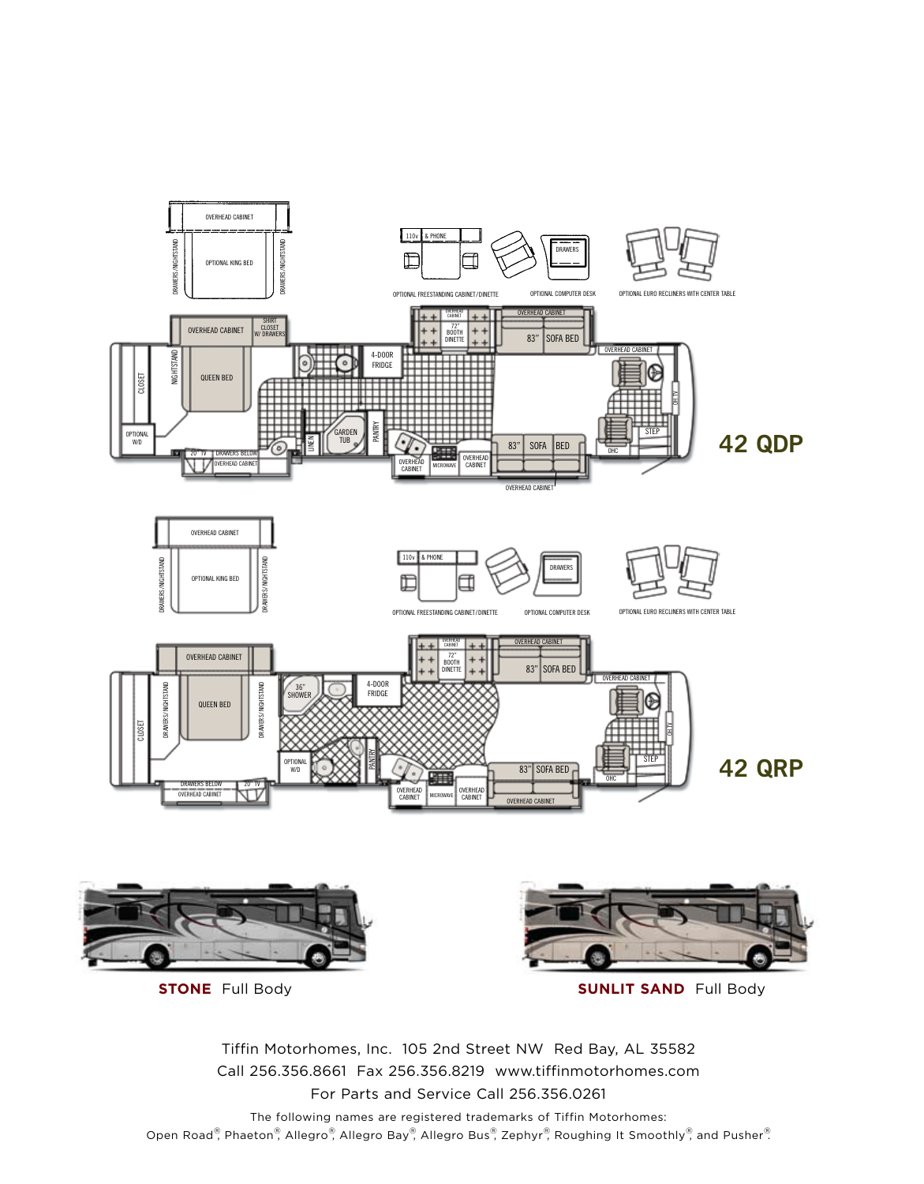OVERHEAD CABINET

DRAWERS/NIGHTSTAND OPTIONAL KING BED DRAWERS/NIGHTSTAND

110v & PHONE

OPTIONAL FREESTANDING CABINET/DINETTE

DRAWERS

OPTIONAL COMPUTER DESK

OPTIONAL EURO RECLINERS WITH CENTER TABLE

OVERHEAD CABINET SHIRT CLOSET W/ DRAWERS

OVERHEAD CABINET 72" BOOTH DINETTE

OVERHEAD CABINET 83" SOFA BED

OVERHEAD CABINET

CLOSET NIGHTSTAND QUEEN BED 4-DOOR FRIDGE OH TV

OPTIONAL W/D GARDEN TUB PANTRY LINEN STEP

20" TV DRAWERS BELOW OVERHEAD CABINET OVERHEAD CABINET MICROWAVE OVERHEAD CABINET 83" SOFA BED OHC

OVERHEAD CABINET

## 42 QDP

OVERHEAD CABINET

DRAWERS/NIGHTSTAND OPTIONAL KING BED DRAWERS/NIGHTSTAND

110v & PHONE

OPTIONAL FREESTANDING CABINET/DINETTE

DRAWERS

OPTIONAL COMPUTER DESK

OPTIONAL EURO RECLINERS WITH CENTER TABLE

OVERHEAD CABINET

OVERHEAD CABINET 72" BOOTH DINETTE

OVERHEAD CABINET 83" SOFA BED

OVERHEAD CABINET

CLOSET DRAWERS/NIGHTSTAND QUEEN BED DRAWERS/NIGHTSTAND 36" SHOWER 4-DOOR FRIDGE OH TV

OPTIONAL W/D PANTRY STEP

DRAWERS BELOW OVERHEAD CABINET 20" TV OVERHEAD CABINET MICROWAVE OVERHEAD CABINET 83" SOFA BED OHC

OVERHEAD CABINET

## 42 QRP

**STONE** Full Body

**SUNLIT SAND** Full Body

Tiffin Motorhomes, Inc. 105 2nd Street NW Red Bay, AL 35582
Call 256.356.8661 Fax 256.356.8219 www.tiffinmotorhomes.com
For Parts and Service Call 256.356.0261

The following names are registered trademarks of Tiffin Motorhomes:
Open Road®, Phaeton®, Allegro®, Allegro Bay®, Allegro Bus®, Zephyr®, Roughing It Smoothly®, and Pusher®.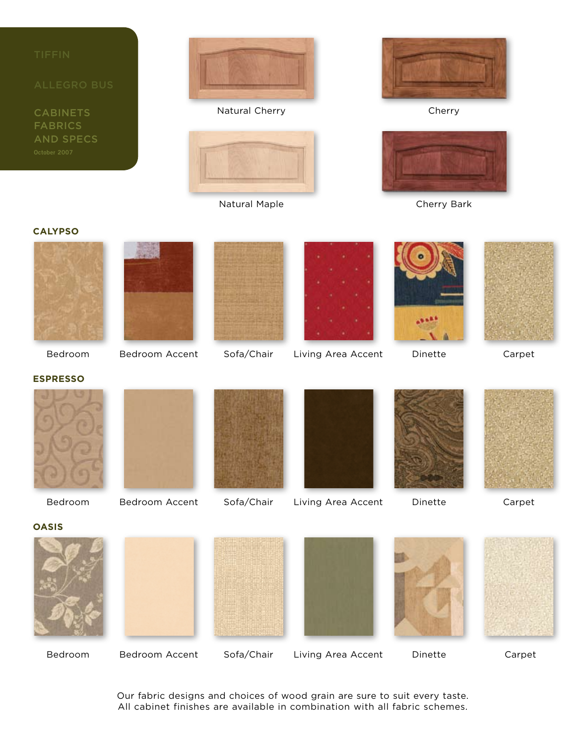TIFFIN

ALLEGRO BUS

# CABINETS FABRICS AND SPECS

October 2007

Natural Cherry

Cherry

Natural Maple

Cherry Bark

## CALYPSO

Bedroom | Bedroom Accent | Sofa/Chair | Living Area Accent | Dinette | Carpet

## ESPRESSO

Bedroom | Bedroom Accent | Sofa/Chair | Living Area Accent | Dinette | Carpet

## OASIS

Bedroom | Bedroom Accent | Sofa/Chair | Living Area Accent | Dinette | Carpet

Our fabric designs and choices of wood grain are sure to suit every taste.
All cabinet finishes are available in combination with all fabric schemes.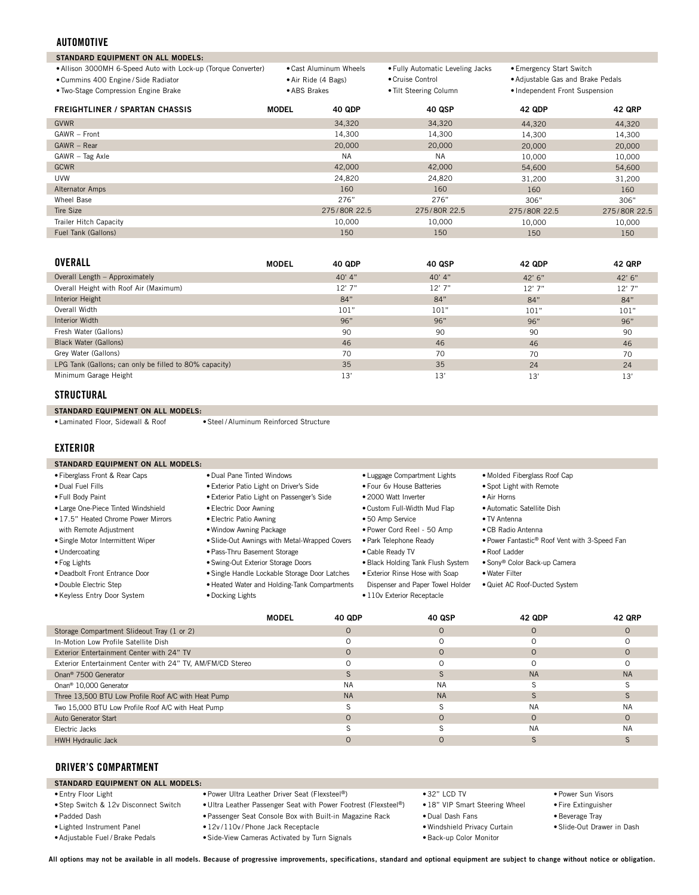## AUTOMOTIVE

**STANDARD EQUIPMENT ON ALL MODELS:**

- Allison 3000MH 6-Speed Auto with Lock-up (Torque Converter)
- Cummins 400 Engine / Side Radiator
- Two-Stage Compression Engine Brake
- Cast Aluminum Wheels
- Air Ride (4 Bags)
- ABS Brakes
- Fully Automatic Leveling Jacks
- Cruise Control
- Tilt Steering Column
- Emergency Start Switch
- Adjustable Gas and Brake Pedals
- Independent Front Suspension

| FREIGHTLINER / SPARTAN CHASSIS MODEL | 40 QDP | 40 QSP | 42 QDP | 42 QRP |
|---|---|---|---|---|
| GVWR | 34,320 | 34,320 | 44,320 | 44,320 |
| GAWR – Front | 14,300 | 14,300 | 14,300 | 14,300 |
| GAWR – Rear | 20,000 | 20,000 | 20,000 | 20,000 |
| GAWR – Tag Axle | NA | NA | 10,000 | 10,000 |
| GCWR | 42,000 | 42,000 | 54,600 | 54,600 |
| UVW | 24,820 | 24,820 | 31,200 | 31,200 |
| Alternator Amps | 160 | 160 | 160 | 160 |
| Wheel Base | 276" | 276" | 306" | 306" |
| Tire Size | 275/80R 22.5 | 275/80R 22.5 | 275/80R 22.5 | 275/80R 22.5 |
| Trailer Hitch Capacity | 10,000 | 10,000 | 10,000 | 10,000 |
| Fuel Tank (Gallons) | 150 | 150 | 150 | 150 |

| OVERALL MODEL | 40 QDP | 40 QSP | 42 QDP | 42 QRP |
|---|---|---|---|---|
| Overall Length – Approximately | 40' 4" | 40' 4" | 42' 6" | 42' 6" |
| Overall Height with Roof Air (Maximum) | 12' 7" | 12' 7" | 12' 7" | 12' 7" |
| Interior Height | 84" | 84" | 84" | 84" |
| Overall Width | 101" | 101" | 101" | 101" |
| Interior Width | 96" | 96" | 96" | 96" |
| Fresh Water (Gallons) | 90 | 90 | 90 | 90 |
| Black Water (Gallons) | 46 | 46 | 46 | 46 |
| Grey Water (Gallons) | 70 | 70 | 70 | 70 |
| LPG Tank (Gallons; can only be filled to 80% capacity) | 35 | 35 | 24 | 24 |
| Minimum Garage Height | 13' | 13' | 13' | 13' |

## STRUCTURAL

**STANDARD EQUIPMENT ON ALL MODELS:**

- Laminated Floor, Sidewall & Roof
- Steel / Aluminum Reinforced Structure

## EXTERIOR

**STANDARD EQUIPMENT ON ALL MODELS:**

- Fiberglass Front & Rear Caps
- Dual Fuel Fills
- Full Body Paint
- Large One-Piece Tinted Windshield
- 17.5" Heated Chrome Power Mirrors with Remote Adjustment
- Single Motor Intermittent Wiper
- Undercoating
- Fog Lights
- Deadbolt Front Entrance Door
- Double Electric Step
- Keyless Entry Door System
- Dual Pane Tinted Windows
- Exterior Patio Light on Driver's Side
- Exterior Patio Light on Passenger's Side
- Electric Door Awning
- Electric Patio Awning
- Window Awning Package
- Slide-Out Awnings with Metal-Wrapped Covers
- Pass-Thru Basement Storage
- Swing-Out Exterior Storage Doors
- Single Handle Lockable Storage Door Latches
- Heated Water and Holding-Tank Compartments
- Docking Lights
- Luggage Compartment Lights
- Four 6v House Batteries
- 2000 Watt Inverter
- Custom Full-Width Mud Flap
- 50 Amp Service
- Power Cord Reel - 50 Amp
- Park Telephone Ready
- Cable Ready TV
- Black Holding Tank Flush System
- Exterior Rinse Hose with Soap Dispenser and Paper Towel Holder
- 110v Exterior Receptacle
- Molded Fiberglass Roof Cap
- Spot Light with Remote
- Air Horns
- Automatic Satellite Dish
- TV Antenna
- CB Radio Antenna
- Power Fantastic® Roof Vent with 3-Speed Fan
- Roof Ladder
- Sony® Color Back-up Camera
- Water Filter
- Quiet AC Roof-Ducted System

| MODEL | 40 QDP | 40 QSP | 42 QDP | 42 QRP |
|---|---|---|---|---|
| Storage Compartment Slideout Tray (1 or 2) | O | O | O | O |
| In-Motion Low Profile Satellite Dish | O | O | O | O |
| Exterior Entertainment Center with 24" TV | O | O | O | O |
| Exterior Entertainment Center with 24" TV, AM/FM/CD Stereo | O | O | O | O |
| Onan® 7500 Generator | S | S | NA | NA |
| Onan® 10,000 Generator | NA | NA | S | S |
| Three 13,500 BTU Low Profile Roof A/C with Heat Pump | NA | NA | S | S |
| Two 15,000 BTU Low Profile Roof A/C with Heat Pump | S | S | NA | NA |
| Auto Generator Start | O | O | O | O |
| Electric Jacks | S | S | NA | NA |
| HWH Hydraulic Jack | O | O | S | S |

## DRIVER'S COMPARTMENT

**STANDARD EQUIPMENT ON ALL MODELS:**

- Entry Floor Light
- Step Switch & 12v Disconnect Switch
- Padded Dash
- Lighted Instrument Panel
- Adjustable Fuel / Brake Pedals
- Power Ultra Leather Driver Seat (Flexsteel®)
- Ultra Leather Passenger Seat with Power Footrest (Flexsteel®)
- Passenger Seat Console Box with Built-in Magazine Rack
- 12v/110v/Phone Jack Receptacle
- Side-View Cameras Activated by Turn Signals
- 32" LCD TV
- 18" VIP Smart Steering Wheel
- Dual Dash Fans
- Windshield Privacy Curtain
- Back-up Color Monitor
- Power Sun Visors
- Fire Extinguisher
- Beverage Tray
- Slide-Out Drawer in Dash

**All options may not be available in all models. Because of progressive improvements, specifications, standard and optional equipment are subject to change without notice or obligation.**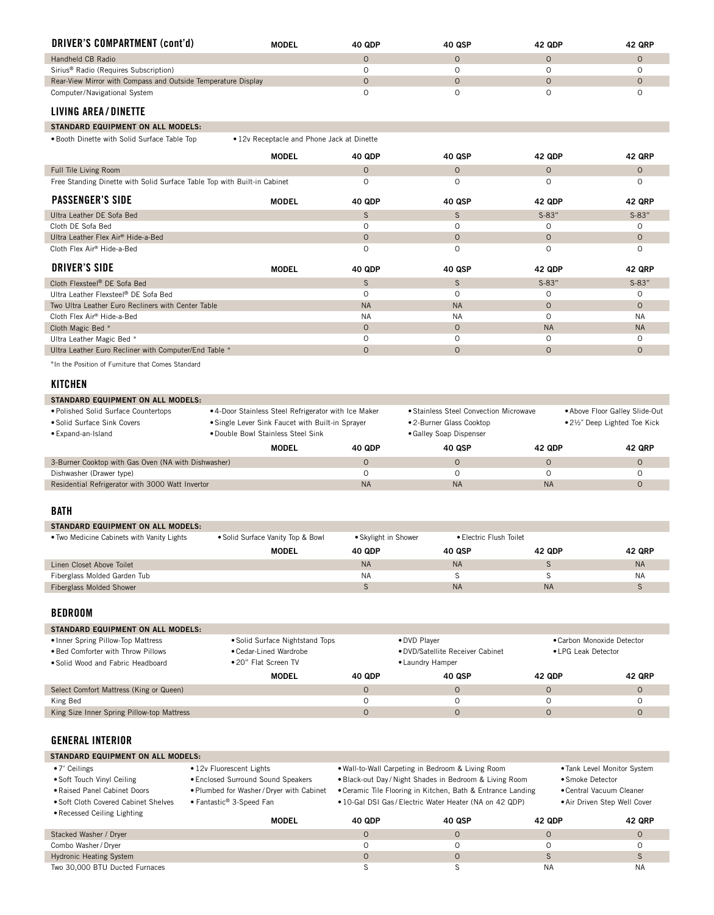## DRIVER'S COMPARTMENT (cont'd)

| MODEL | 40 QDP | 40 QSP | 42 QDP | 42 QRP |
|---|---|---|---|---|
| Handheld CB Radio | O | O | O | O |
| Sirius® Radio (Requires Subscription) | O | O | O | O |
| Rear-View Mirror with Compass and Outside Temperature Display | O | O | O | O |
| Computer/Navigational System | O | O | O | O |

## LIVING AREA/DINETTE

**STANDARD EQUIPMENT ON ALL MODELS:**

- Booth Dinette with Solid Surface Table Top
- 12v Receptacle and Phone Jack at Dinette

| MODEL | 40 QDP | 40 QSP | 42 QDP | 42 QRP |
|---|---|---|---|---|
| Full Tile Living Room | O | O | O | O |
| Free Standing Dinette with Solid Surface Table Top with Built-in Cabinet | O | O | O | O |

## PASSENGER'S SIDE

| MODEL | 40 QDP | 40 QSP | 42 QDP | 42 QRP |
|---|---|---|---|---|
| Ultra Leather DE Sofa Bed | S | S | S-83" | S-83" |
| Cloth DE Sofa Bed | O | O | O | O |
| Ultra Leather Flex Air® Hide-a-Bed | O | O | O | O |
| Cloth Flex Air® Hide-a-Bed | O | O | O | O |

## DRIVER'S SIDE

| MODEL | 40 QDP | 40 QSP | 42 QDP | 42 QRP |
|---|---|---|---|---|
| Cloth Flexsteel® DE Sofa Bed | S | S | S-83" | S-83" |
| Ultra Leather Flexsteel® DE Sofa Bed | O | O | O | O |
| Two Ultra Leather Euro Recliners with Center Table | NA | NA | O | O |
| Cloth Flex Air® Hide-a-Bed | NA | NA | O | NA |
| Cloth Magic Bed * | O | O | NA | NA |
| Ultra Leather Magic Bed * | O | O | O | O |
| Ultra Leather Euro Recliner with Computer/End Table * | O | O | O | O |

*In the Position of Furniture that Comes Standard

## KITCHEN

**STANDARD EQUIPMENT ON ALL MODELS:**

- Polished Solid Surface Countertops
- Solid Surface Sink Covers
- Expand-an-Island
- 4-Door Stainless Steel Refrigerator with Ice Maker
- Single Lever Sink Faucet with Built-in Sprayer
- Double Bowl Stainless Steel Sink
- Stainless Steel Convection Microwave
- 2-Burner Glass Cooktop
- Galley Soap Dispenser
- Above Floor Galley Slide-Out
- 2½" Deep Lighted Toe Kick

| MODEL | 40 QDP | 40 QSP | 42 QDP | 42 QRP |
|---|---|---|---|---|
| 3-Burner Cooktop with Gas Oven (NA with Dishwasher) | O | O | O | O |
| Dishwasher (Drawer type) | O | O | O | O |
| Residential Refrigerator with 3000 Watt Invertor | NA | NA | NA | O |

## BATH

**STANDARD EQUIPMENT ON ALL MODELS:**

- Two Medicine Cabinets with Vanity Lights
- Solid Surface Vanity Top & Bowl
- Skylight in Shower
- Electric Flush Toilet

| MODEL | 40 QDP | 40 QSP | 42 QDP | 42 QRP |
|---|---|---|---|---|
| Linen Closet Above Toilet | NA | NA | S | NA |
| Fiberglass Molded Garden Tub | NA | S | S | NA |
| Fiberglass Molded Shower | S | NA | NA | S |

## BEDROOM

**STANDARD EQUIPMENT ON ALL MODELS:**

- Inner Spring Pillow-Top Mattress
- Bed Comforter with Throw Pillows
- Solid Wood and Fabric Headboard
- Solid Surface Nightstand Tops
- Cedar-Lined Wardrobe
- 20" Flat Screen TV
- DVD Player
- DVD/Satellite Receiver Cabinet
- Laundry Hamper
- Carbon Monoxide Detector
- LPG Leak Detector

| MODEL | 40 QDP | 40 QSP | 42 QDP | 42 QRP |
|---|---|---|---|---|
| Select Comfort Mattress (King or Queen) | O | O | O | O |
| King Bed | O | O | O | O |
| King Size Inner Spring Pillow-top Mattress | O | O | O | O |

## GENERAL INTERIOR

**STANDARD EQUIPMENT ON ALL MODELS:**

- 7' Ceilings
- Soft Touch Vinyl Ceiling
- Raised Panel Cabinet Doors
- Soft Cloth Covered Cabinet Shelves
- Recessed Ceiling Lighting
- 12v Fluorescent Lights
- Enclosed Surround Sound Speakers
- Plumbed for Washer/Dryer with Cabinet
- Fantastic® 3-Speed Fan
- Wall-to-Wall Carpeting in Bedroom & Living Room
- Black-out Day/Night Shades in Bedroom & Living Room
- Ceramic Tile Flooring in Kitchen, Bath & Entrance Landing
- 10-Gal DSI Gas/Electric Water Heater (NA on 42 QDP)
- Tank Level Monitor System
- Smoke Detector
- Central Vacuum Cleaner
- Air Driven Step Well Cover

| MODEL | 40 QDP | 40 QSP | 42 QDP | 42 QRP |
|---|---|---|---|---|
| Stacked Washer / Dryer | O | O | O | O |
| Combo Washer/Dryer | O | O | O | O |
| Hydronic Heating System | O | O | S | S |
| Two 30,000 BTU Ducted Furnaces | S | S | NA | NA |